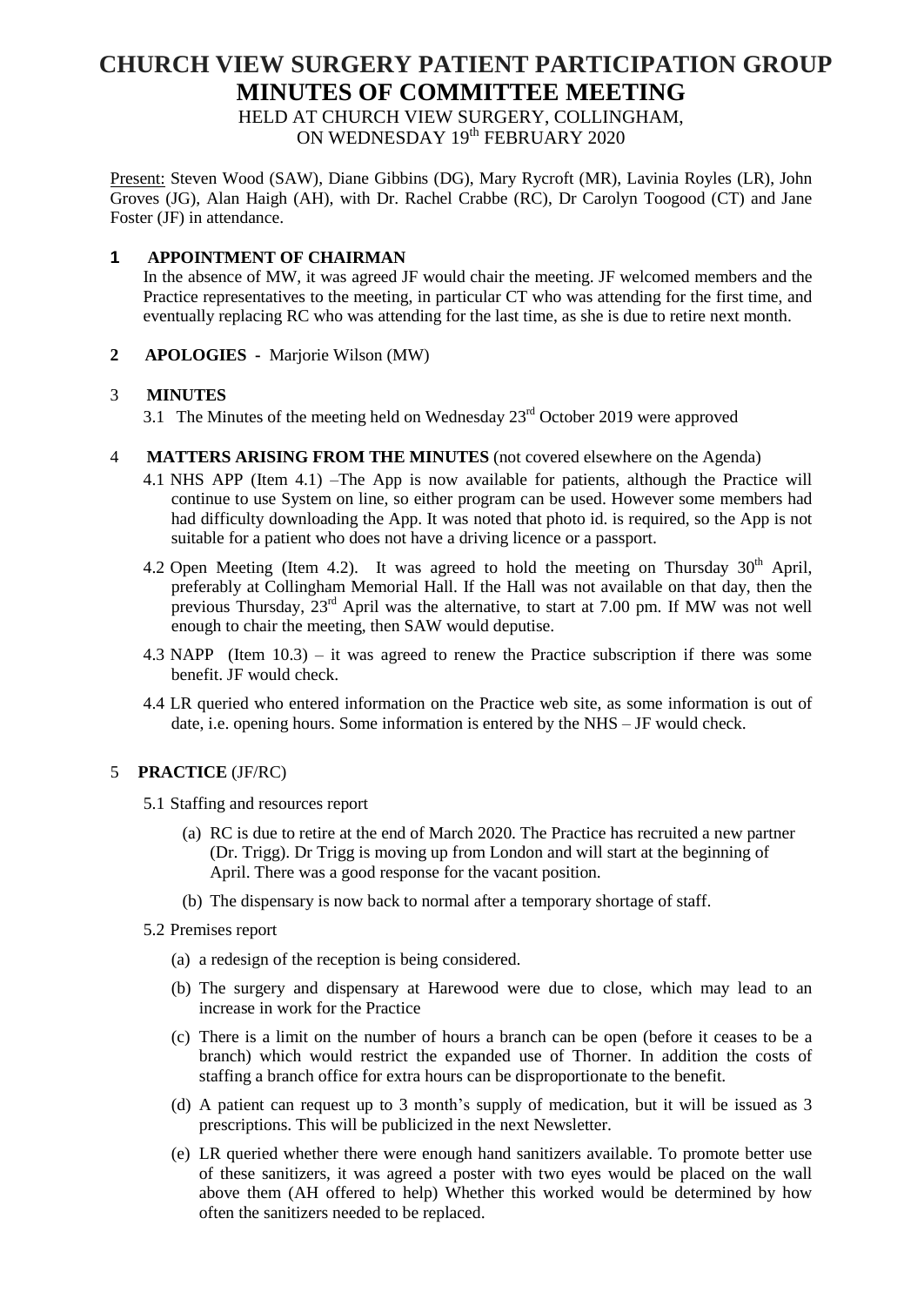# CHURCH VIEW SURGERY PATIENT PARTICIPATION GROUP
# MINUTES OF COMMITTEE MEETING

HELD AT CHURCH VIEW SURGERY, COLLINGHAM,
ON WEDNESDAY 19th FEBRUARY 2020

Present: Steven Wood (SAW), Diane Gibbins (DG), Mary Rycroft (MR), Lavinia Royles (LR), John Groves (JG), Alan Haigh (AH), with Dr. Rachel Crabbe (RC), Dr Carolyn Toogood (CT) and Jane Foster (JF) in attendance.

## 1 APPOINTMENT OF CHAIRMAN

In the absence of MW, it was agreed JF would chair the meeting. JF welcomed members and the Practice representatives to the meeting, in particular CT who was attending for the first time, and eventually replacing RC who was attending for the last time, as she is due to retire next month.

## 2 APOLOGIES - Marjorie Wilson (MW)

## 3 MINUTES

3.1 The Minutes of the meeting held on Wednesday 23rd October 2019 were approved

## 4 MATTERS ARISING FROM THE MINUTES (not covered elsewhere on the Agenda)

4.1 NHS APP (Item 4.1) –The App is now available for patients, although the Practice will continue to use System on line, so either program can be used. However some members had had difficulty downloading the App. It was noted that photo id. is required, so the App is not suitable for a patient who does not have a driving licence or a passport.

4.2 Open Meeting (Item 4.2). It was agreed to hold the meeting on Thursday 30th April, preferably at Collingham Memorial Hall. If the Hall was not available on that day, then the previous Thursday, 23rd April was the alternative, to start at 7.00 pm. If MW was not well enough to chair the meeting, then SAW would deputise.

4.3 NAPP (Item 10.3) – it was agreed to renew the Practice subscription if there was some benefit. JF would check.

4.4 LR queried who entered information on the Practice web site, as some information is out of date, i.e. opening hours. Some information is entered by the NHS – JF would check.

## 5 PRACTICE (JF/RC)

5.1 Staffing and resources report

(a) RC is due to retire at the end of March 2020. The Practice has recruited a new partner (Dr. Trigg). Dr Trigg is moving up from London and will start at the beginning of April. There was a good response for the vacant position.

(b) The dispensary is now back to normal after a temporary shortage of staff.

5.2 Premises report

(a) a redesign of the reception is being considered.

(b) The surgery and dispensary at Harewood were due to close, which may lead to an increase in work for the Practice

(c) There is a limit on the number of hours a branch can be open (before it ceases to be a branch) which would restrict the expanded use of Thorner. In addition the costs of staffing a branch office for extra hours can be disproportionate to the benefit.

(d) A patient can request up to 3 month's supply of medication, but it will be issued as 3 prescriptions. This will be publicized in the next Newsletter.

(e) LR queried whether there were enough hand sanitizers available. To promote better use of these sanitizers, it was agreed a poster with two eyes would be placed on the wall above them (AH offered to help) Whether this worked would be determined by how often the sanitizers needed to be replaced.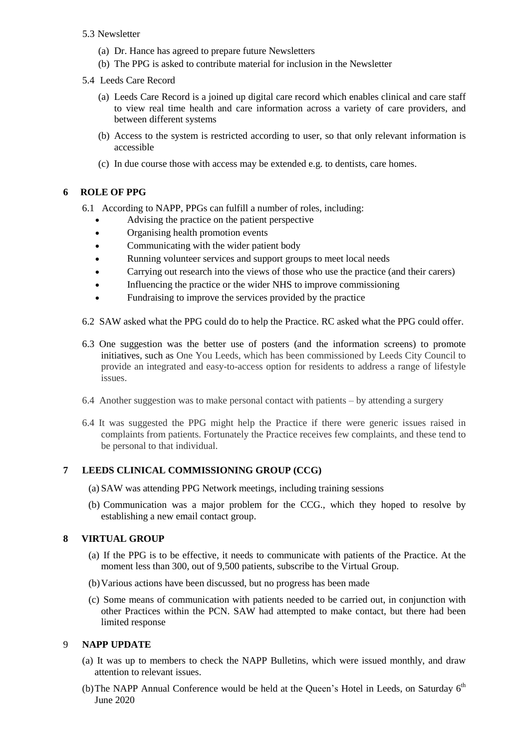5.3 Newsletter

(a) Dr. Hance has agreed to prepare future Newsletters

(b) The PPG is asked to contribute material for inclusion in the Newsletter

5.4 Leeds Care Record

(a) Leeds Care Record is a joined up digital care record which enables clinical and care staff to view real time health and care information across a variety of care providers, and between different systems

(b) Access to the system is restricted according to user, so that only relevant information is accessible

(c) In due course those with access may be extended e.g. to dentists, care homes.

## 6 ROLE OF PPG

6.1 According to NAPP, PPGs can fulfill a number of roles, including:

- Advising the practice on the patient perspective
- Organising health promotion events
- Communicating with the wider patient body
- Running volunteer services and support groups to meet local needs
- Carrying out research into the views of those who use the practice (and their carers)
- Influencing the practice or the wider NHS to improve commissioning
- Fundraising to improve the services provided by the practice

6.2 SAW asked what the PPG could do to help the Practice. RC asked what the PPG could offer.

6.3 One suggestion was the better use of posters (and the information screens) to promote initiatives, such as One You Leeds, which has been commissioned by Leeds City Council to provide an integrated and easy-to-access option for residents to address a range of lifestyle issues.

6.4 Another suggestion was to make personal contact with patients – by attending a surgery

6.4 It was suggested the PPG might help the Practice if there were generic issues raised in complaints from patients. Fortunately the Practice receives few complaints, and these tend to be personal to that individual.

## 7 LEEDS CLINICAL COMMISSIONING GROUP (CCG)

(a) SAW was attending PPG Network meetings, including training sessions

(b) Communication was a major problem for the CCG., which they hoped to resolve by establishing a new email contact group.

## 8 VIRTUAL GROUP

(a) If the PPG is to be effective, it needs to communicate with patients of the Practice. At the moment less than 300, out of 9,500 patients, subscribe to the Virtual Group.

(b) Various actions have been discussed, but no progress has been made

(c) Some means of communication with patients needed to be carried out, in conjunction with other Practices within the PCN. SAW had attempted to make contact, but there had been limited response

## 9 NAPP UPDATE

(a) It was up to members to check the NAPP Bulletins, which were issued monthly, and draw attention to relevant issues.

(b) The NAPP Annual Conference would be held at the Queen's Hotel in Leeds, on Saturday 6th June 2020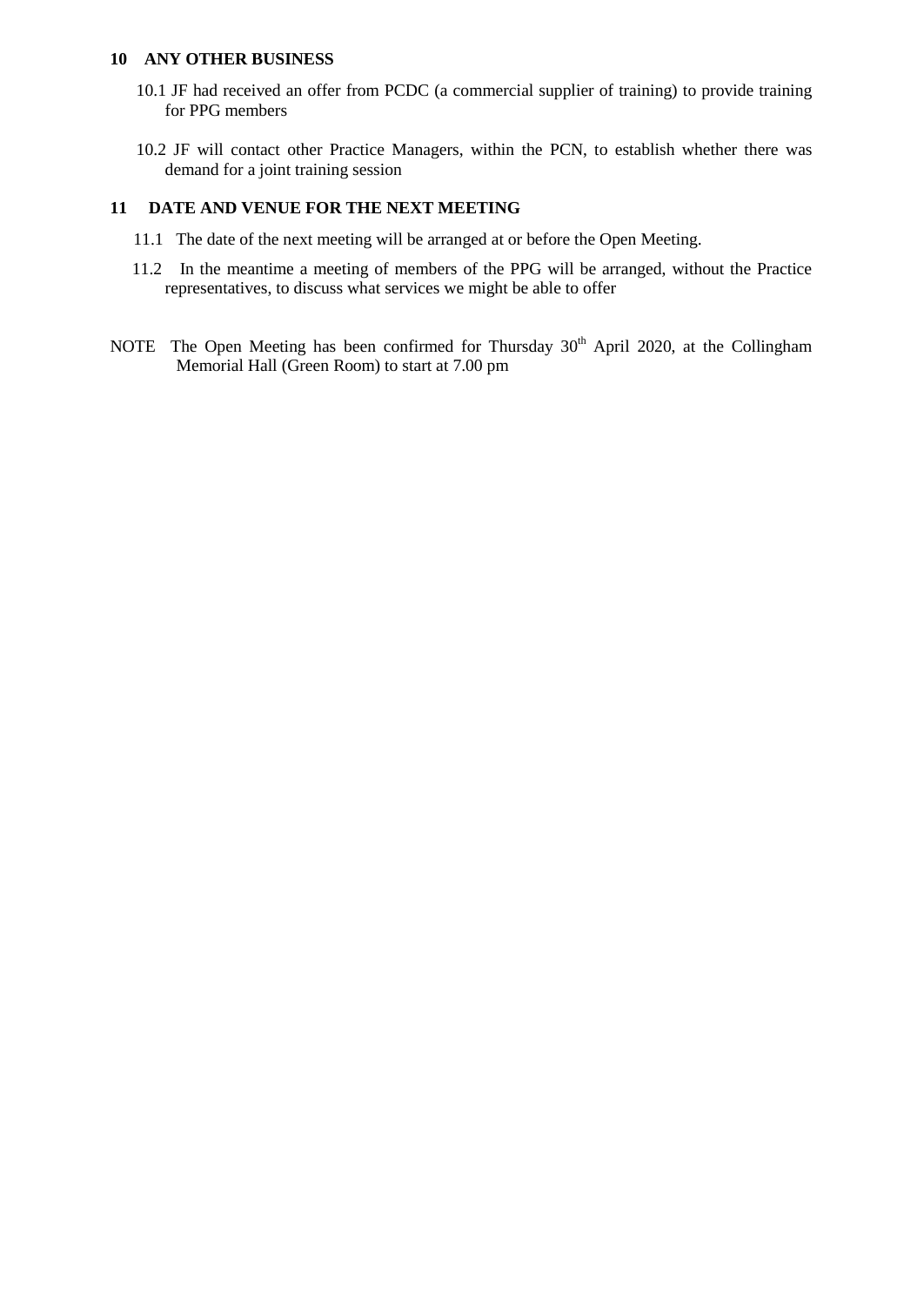## 10 ANY OTHER BUSINESS

10.1 JF had received an offer from PCDC (a commercial supplier of training) to provide training for PPG members

10.2 JF will contact other Practice Managers, within the PCN, to establish whether there was demand for a joint training session

## 11 DATE AND VENUE FOR THE NEXT MEETING

11.1 The date of the next meeting will be arranged at or before the Open Meeting.

11.2 In the meantime a meeting of members of the PPG will be arranged, without the Practice representatives, to discuss what services we might be able to offer

NOTE The Open Meeting has been confirmed for Thursday 30th April 2020, at the Collingham Memorial Hall (Green Room) to start at 7.00 pm